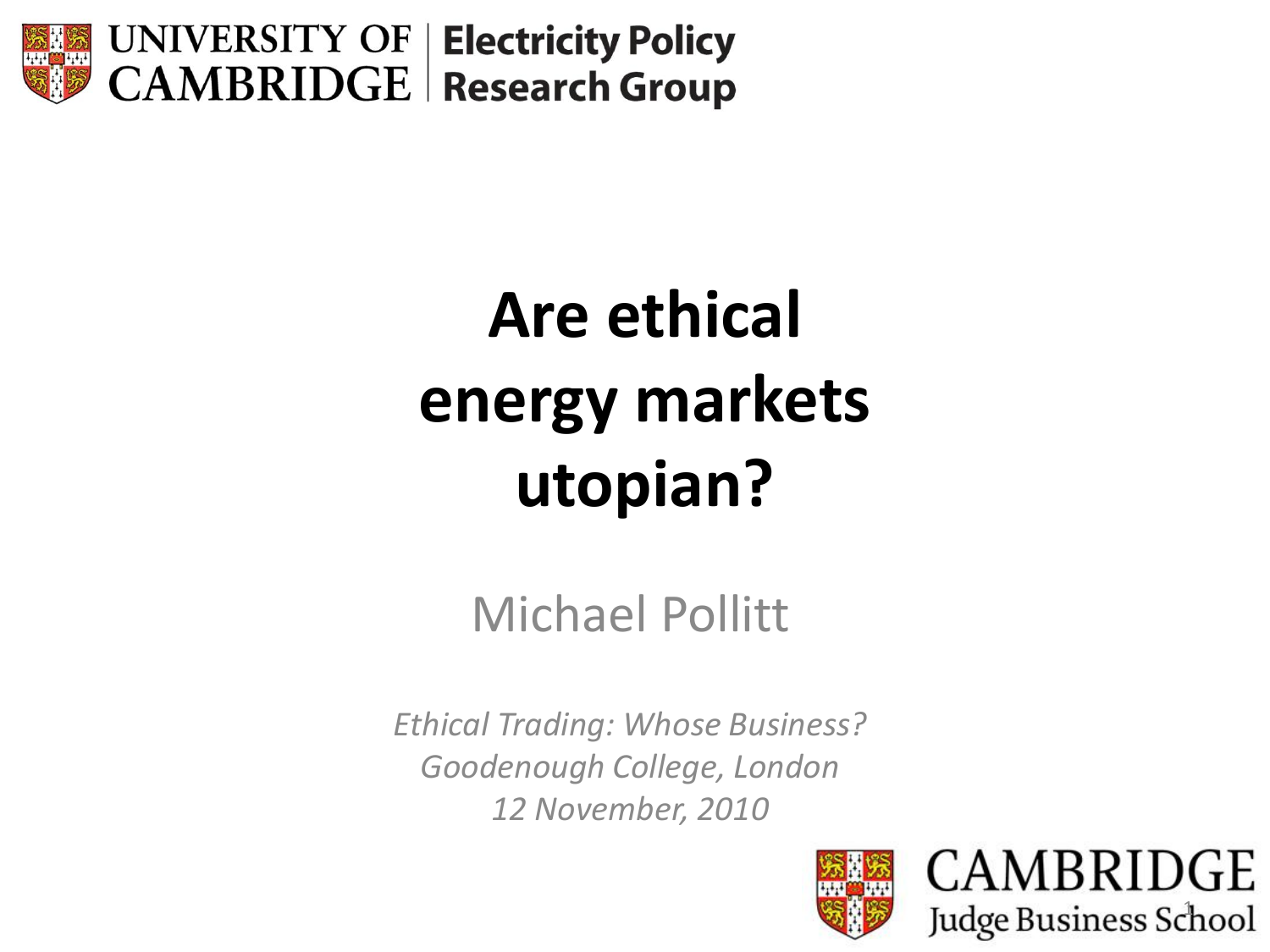UNIVERSITY OF CAMBRIDGE | Electricity Policy Research Group

# Are ethical energy markets utopian?

Michael Pollitt

*Ethical Trading: Whose Business?*
*Goodenough College, London*
*12 November, 2010*

CAMBRIDGE Judge Business School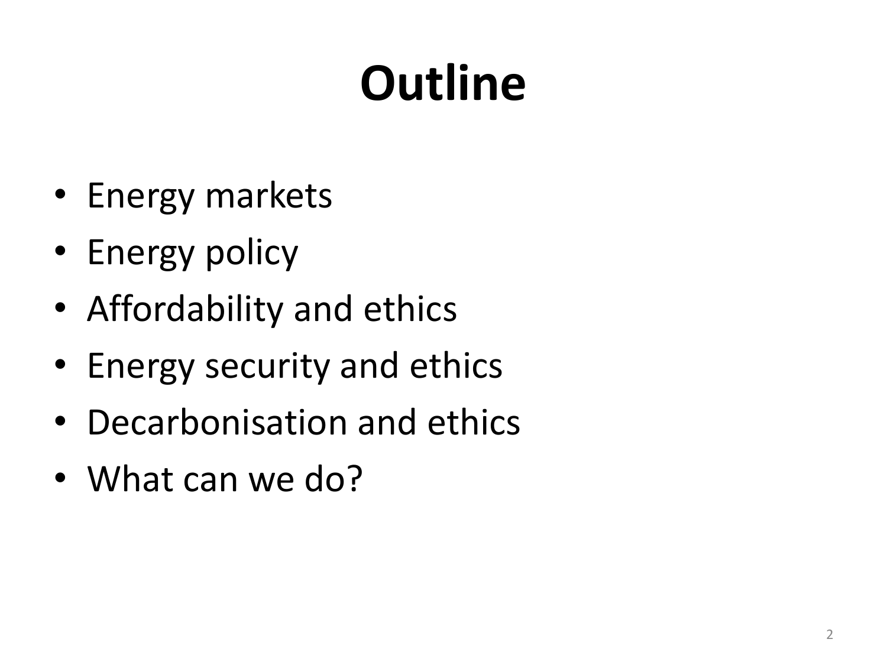# Outline

- Energy markets
- Energy policy
- Affordability and ethics
- Energy security and ethics
- Decarbonisation and ethics
- What can we do?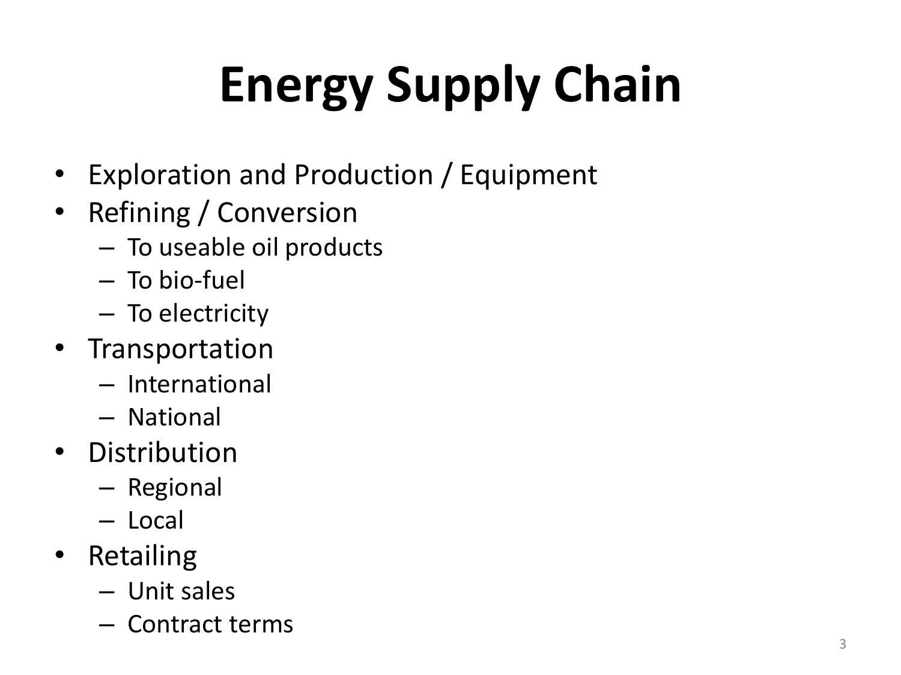# Energy Supply Chain

- Exploration and Production / Equipment
- Refining / Conversion
  - To useable oil products
  - To bio-fuel
  - To electricity
- Transportation
  - International
  - National
- Distribution
  - Regional
  - Local
- Retailing
  - Unit sales
  - Contract terms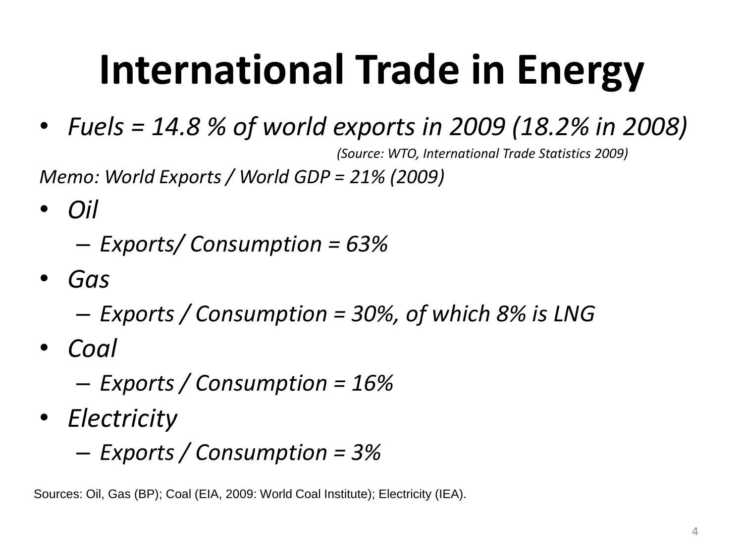# International Trade in Energy

- *Fuels = 14.8 % of world exports in 2009 (18.2% in 2008)*

*(Source: WTO, International Trade Statistics 2009)*

*Memo: World Exports / World GDP = 21% (2009)*

- *Oil*
  - *Exports/ Consumption = 63%*
- *Gas*
  - *Exports / Consumption = 30%, of which 8% is LNG*
- *Coal*
  - *Exports / Consumption = 16%*
- *Electricity*
  - *Exports / Consumption = 3%*

Sources: Oil, Gas (BP); Coal (EIA, 2009: World Coal Institute); Electricity (IEA).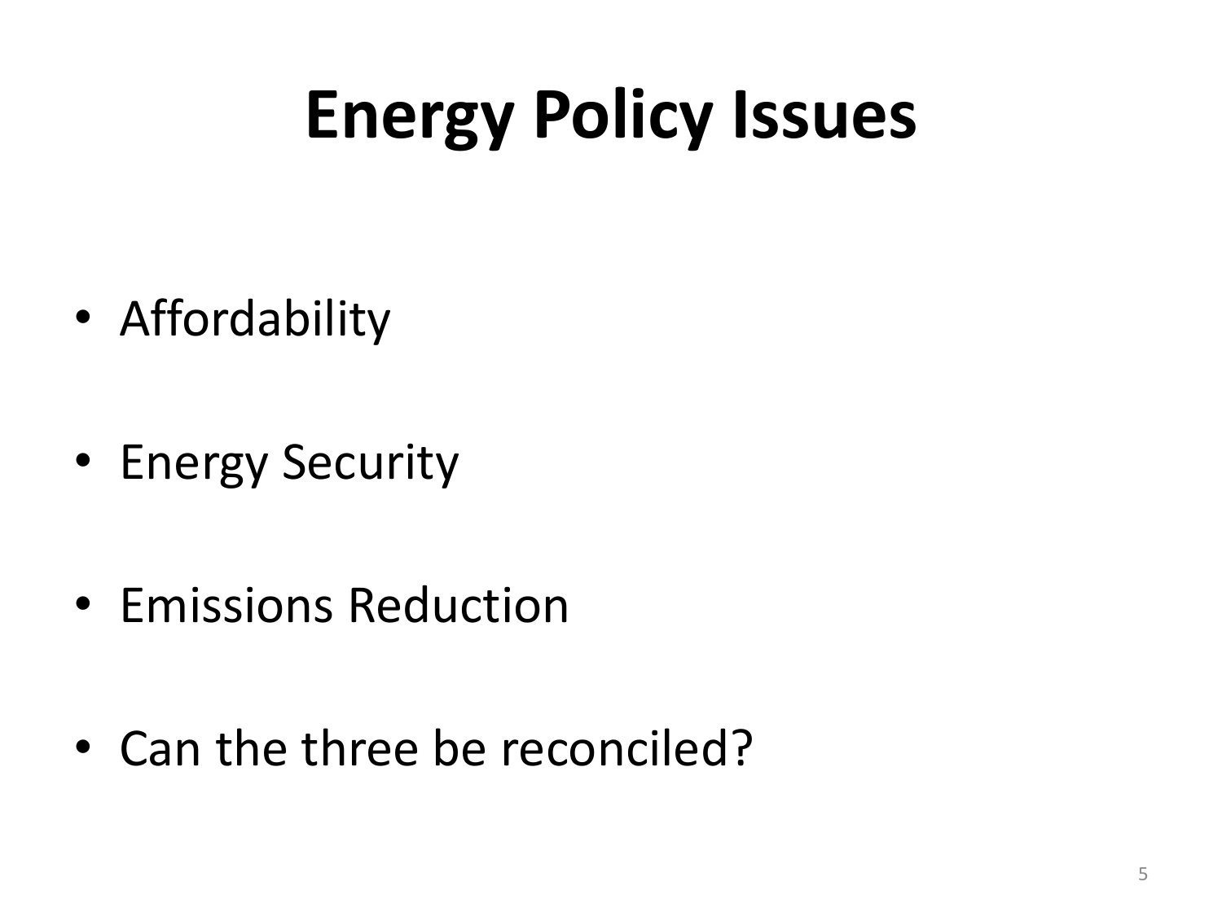# Energy Policy Issues

- Affordability
- Energy Security
- Emissions Reduction
- Can the three be reconciled?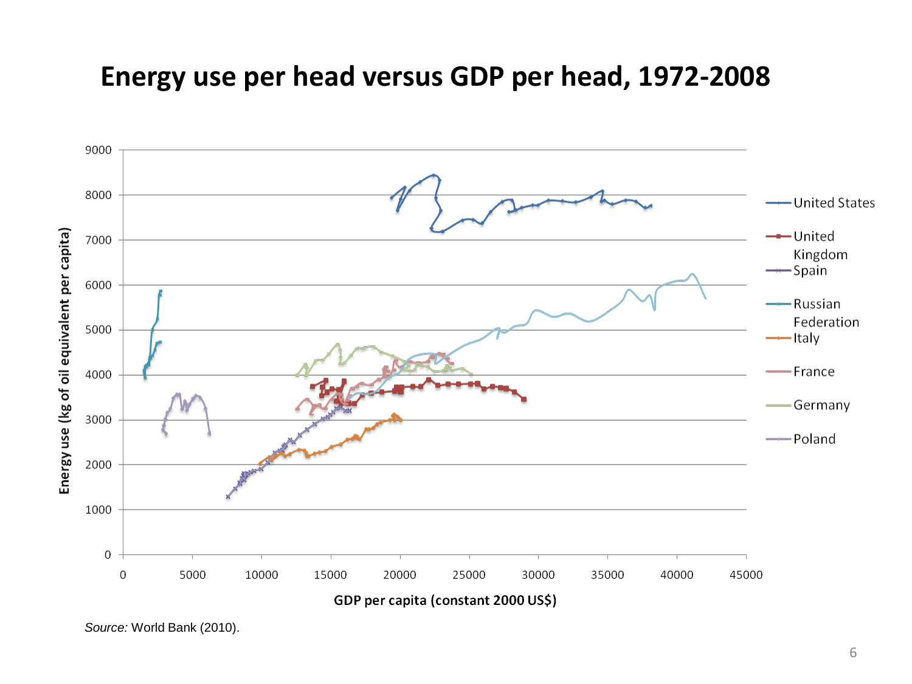# Energy use per head versus GDP per head, 1972-2008

Energy use (kg of oil equivalent per capita)

9000
8000
7000
6000
5000
4000
3000
2000
1000
0

0
5000
10000
15000
20000
25000
30000
35000
40000
45000

GDP per capita (constant 2000 US$)

United States
United Kingdom
Spain
Russian Federation
Italy
France
Germany
Poland

*Source:* World Bank (2010).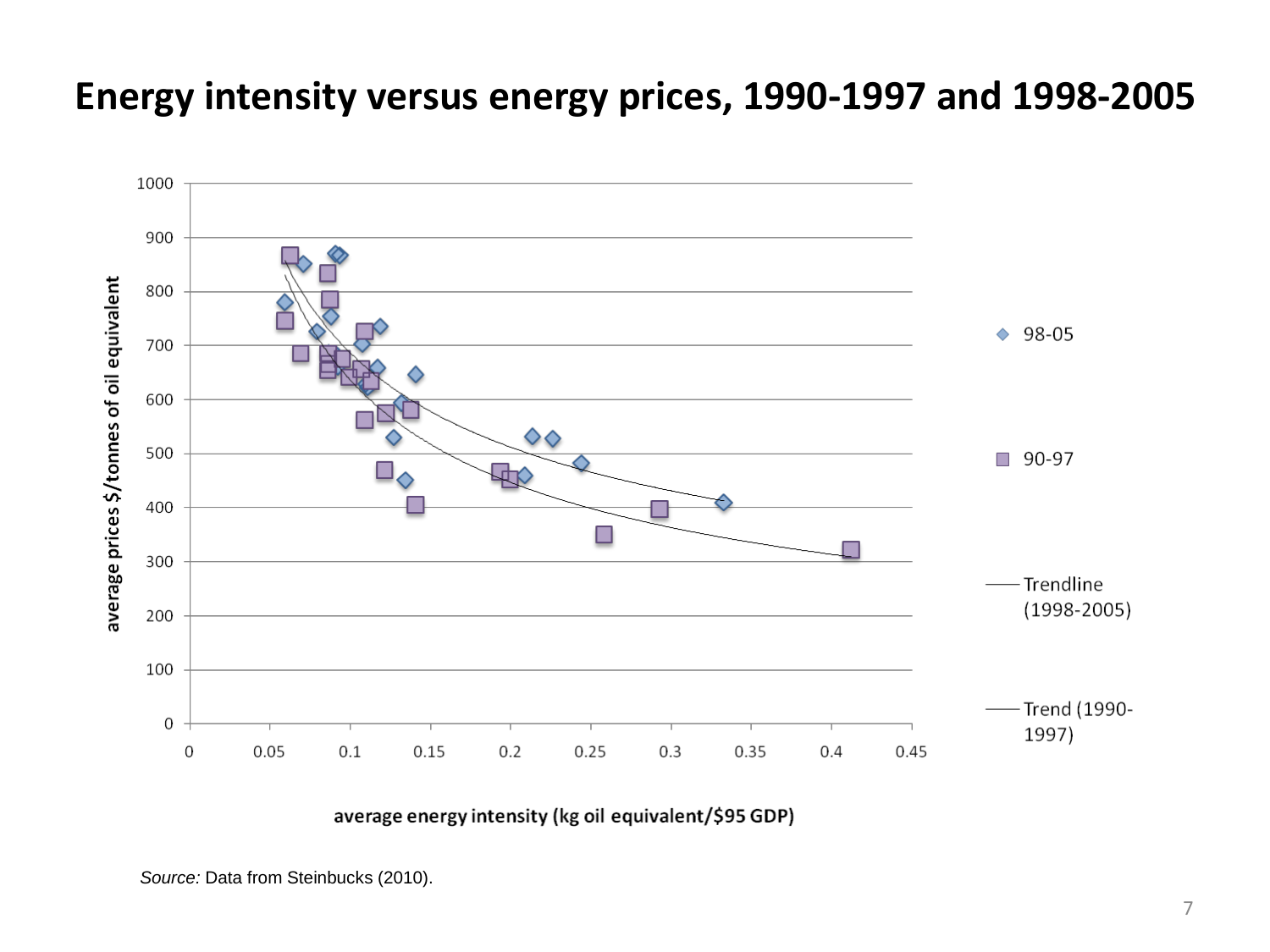# Energy intensity versus energy prices, 1990-1997 and 1998-2005

1000
900
800
700
600
500
400
300
200
100
0

0
0.05
0.1
0.15
0.2
0.25
0.3
0.35
0.4
0.45

average prices $/tonnes of oil equivalent

average energy intensity (kg oil equivalent/$95 GDP)

98-05

90-97

Trendline (1998-2005)

Trend (1990-1997)

*Source:* Data from Steinbucks (2010).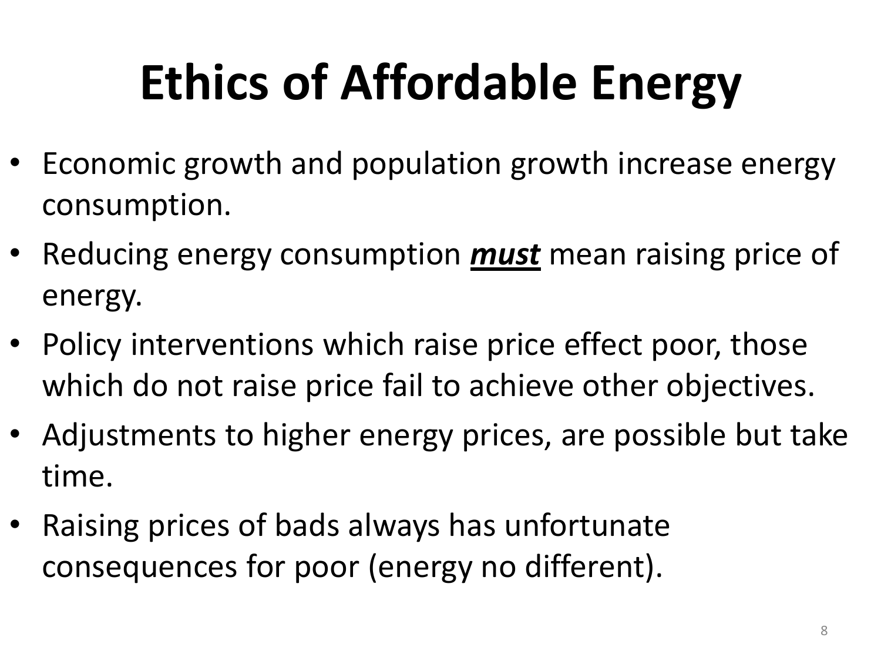# Ethics of Affordable Energy

- Economic growth and population growth increase energy consumption.
- Reducing energy consumption ***<u>must</u>*** mean raising price of energy.
- Policy interventions which raise price effect poor, those which do not raise price fail to achieve other objectives.
- Adjustments to higher energy prices, are possible but take time.
- Raising prices of bads always has unfortunate consequences for poor (energy no different).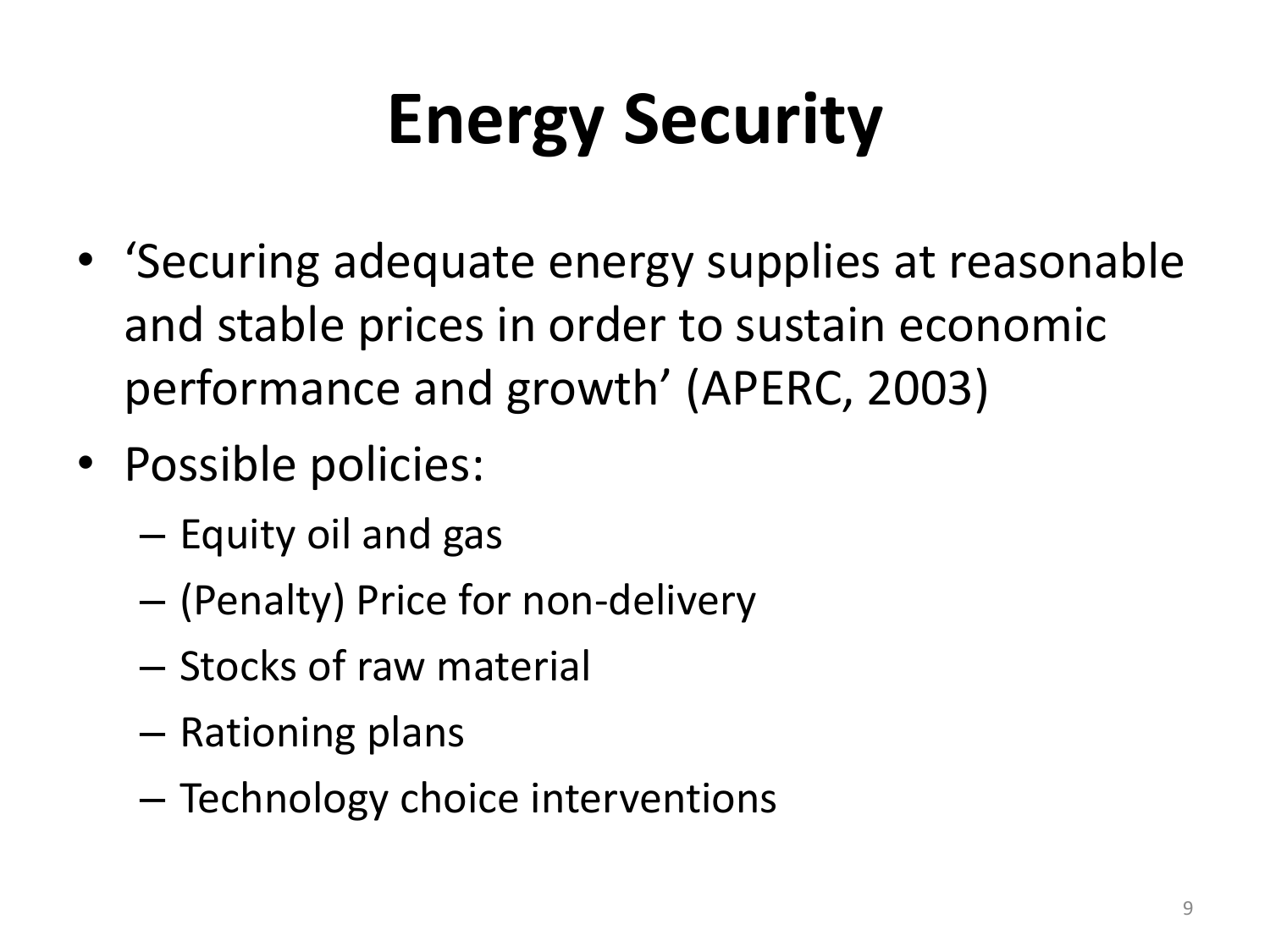# Energy Security

- 'Securing adequate energy supplies at reasonable and stable prices in order to sustain economic performance and growth' (APERC, 2003)
- Possible policies:
  - Equity oil and gas
  - (Penalty) Price for non-delivery
  - Stocks of raw material
  - Rationing plans
  - Technology choice interventions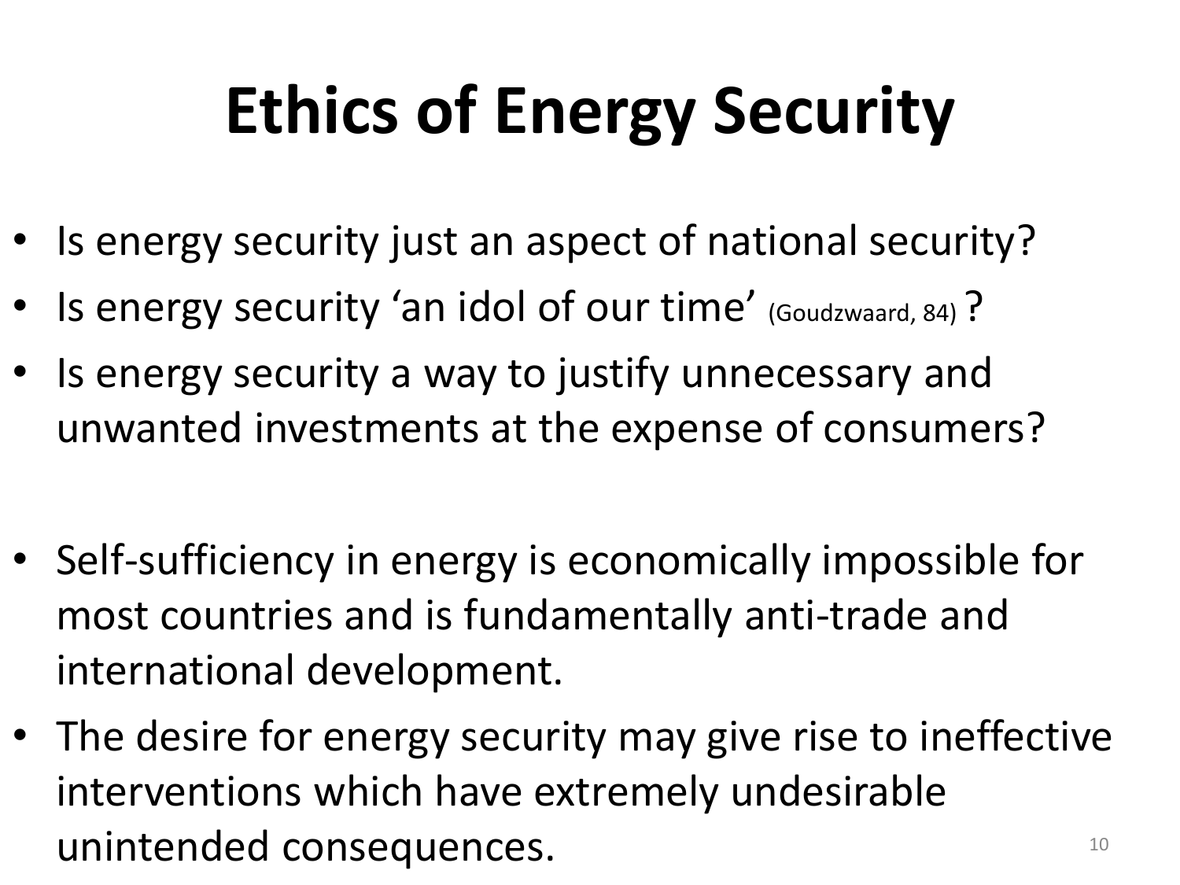# Ethics of Energy Security

- Is energy security just an aspect of national security?
- Is energy security 'an idol of our time' (Goudzwaard, 84) ?
- Is energy security a way to justify unnecessary and unwanted investments at the expense of consumers?

- Self-sufficiency in energy is economically impossible for most countries and is fundamentally anti-trade and international development.
- The desire for energy security may give rise to ineffective interventions which have extremely undesirable unintended consequences.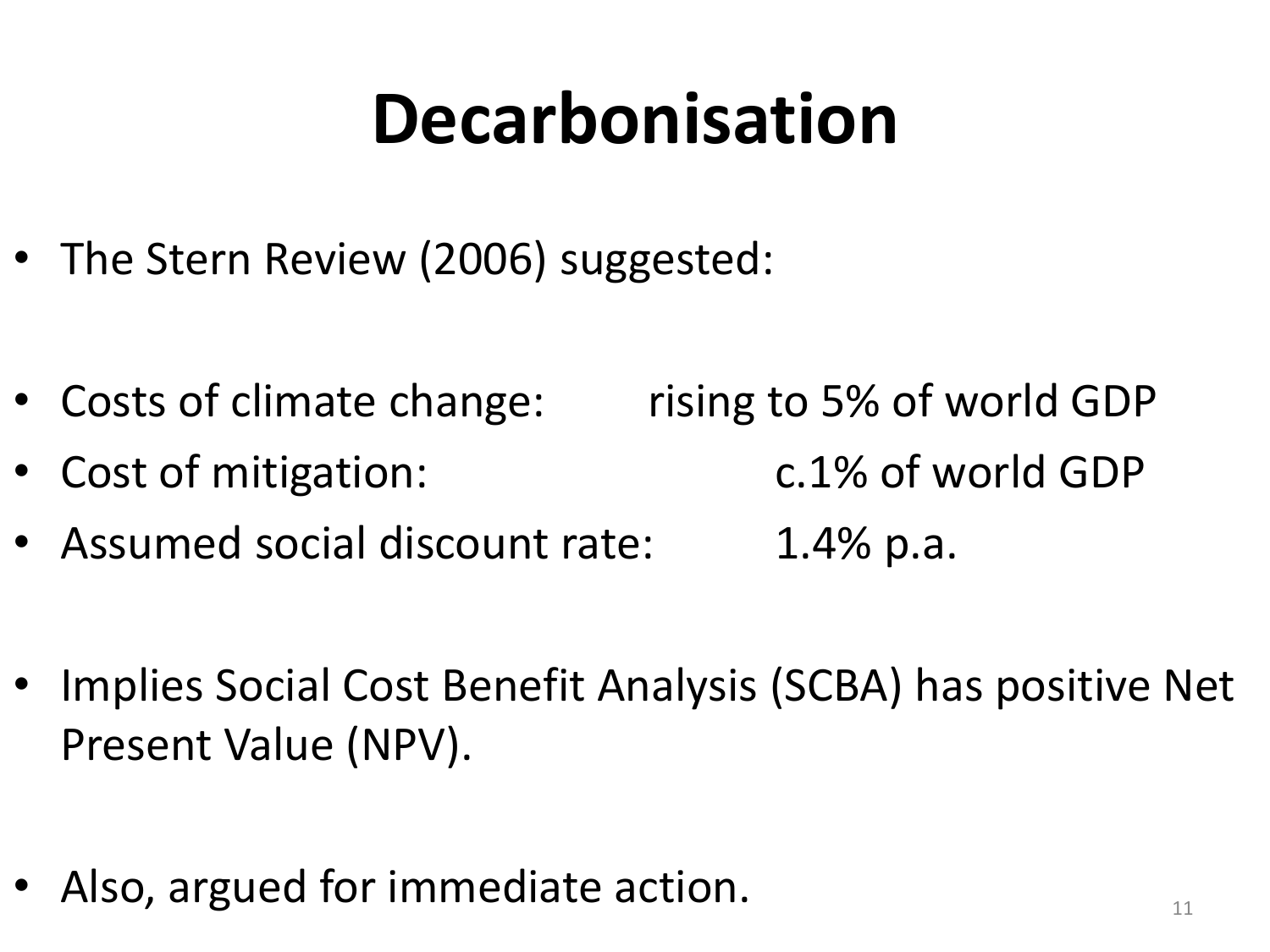# Decarbonisation

- The Stern Review (2006) suggested:

- Costs of climate change: rising to 5% of world GDP
- Cost of mitigation: c.1% of world GDP
- Assumed social discount rate: 1.4% p.a.

- Implies Social Cost Benefit Analysis (SCBA) has positive Net Present Value (NPV).

- Also, argued for immediate action.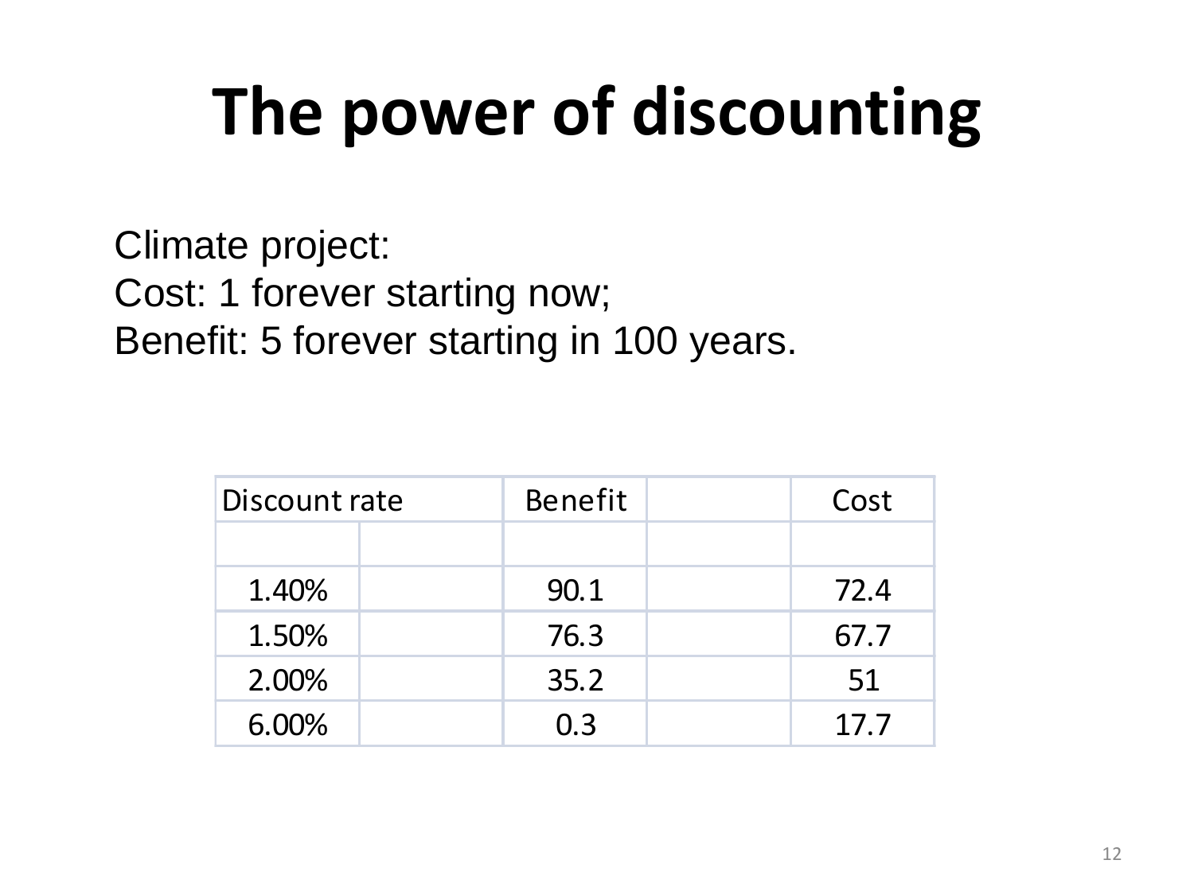# The power of discounting

Climate project:
Cost: 1 forever starting now;
Benefit: 5 forever starting in 100 years.

| Discount rate | | Benefit | | Cost |
|---|---|---|---|---|
| | | | | |
| 1.40% | | 90.1 | | 72.4 |
| 1.50% | | 76.3 | | 67.7 |
| 2.00% | | 35.2 | | 51 |
| 6.00% | | 0.3 | | 17.7 |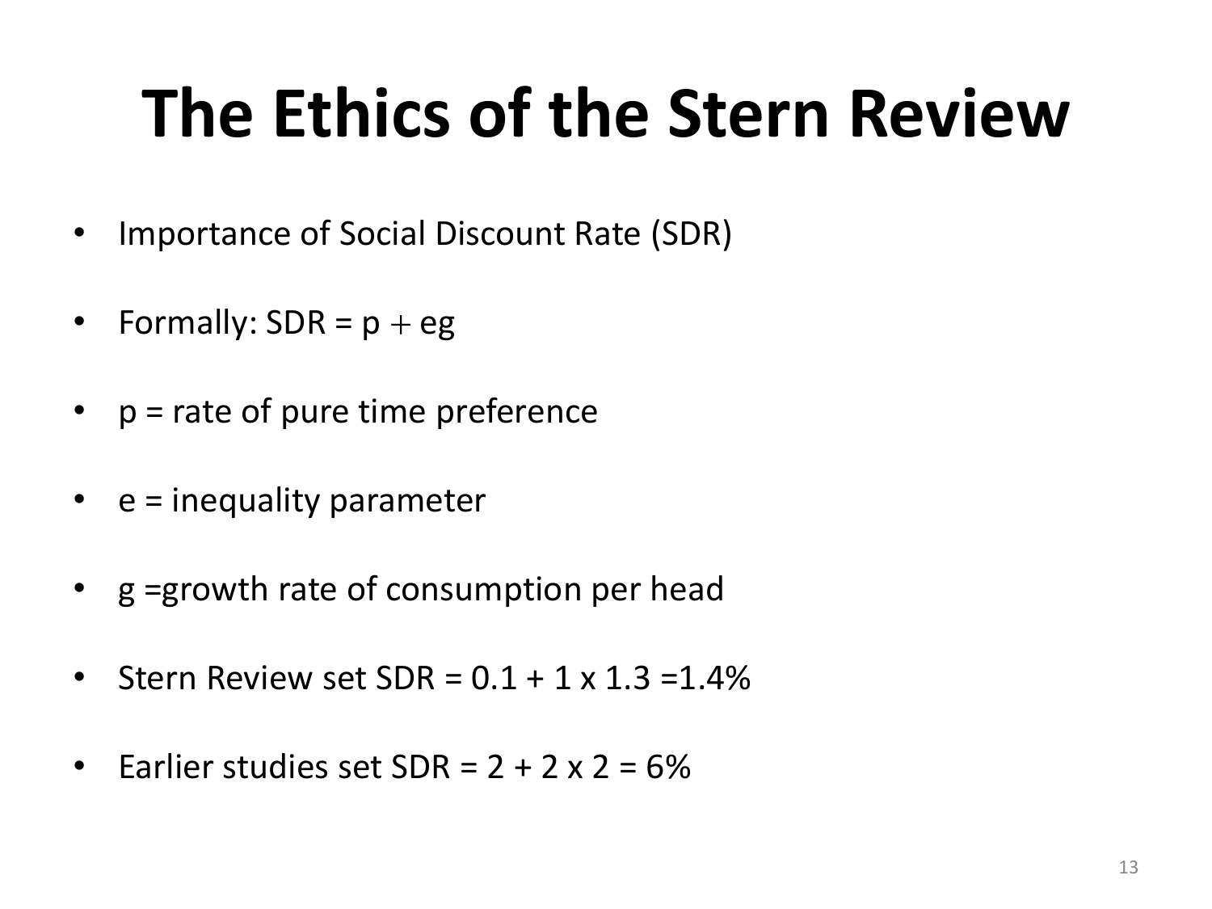# The Ethics of the Stern Review

- Importance of Social Discount Rate (SDR)
- Formally: $SDR = p + eg$
- $p$ = rate of pure time preference
- $e$ = inequality parameter
- $g$ =growth rate of consumption per head
- Stern Review set $SDR = 0.1 + 1 \times 1.3 = 1.4\%$
- Earlier studies set $SDR = 2 + 2 \times 2 = 6\%$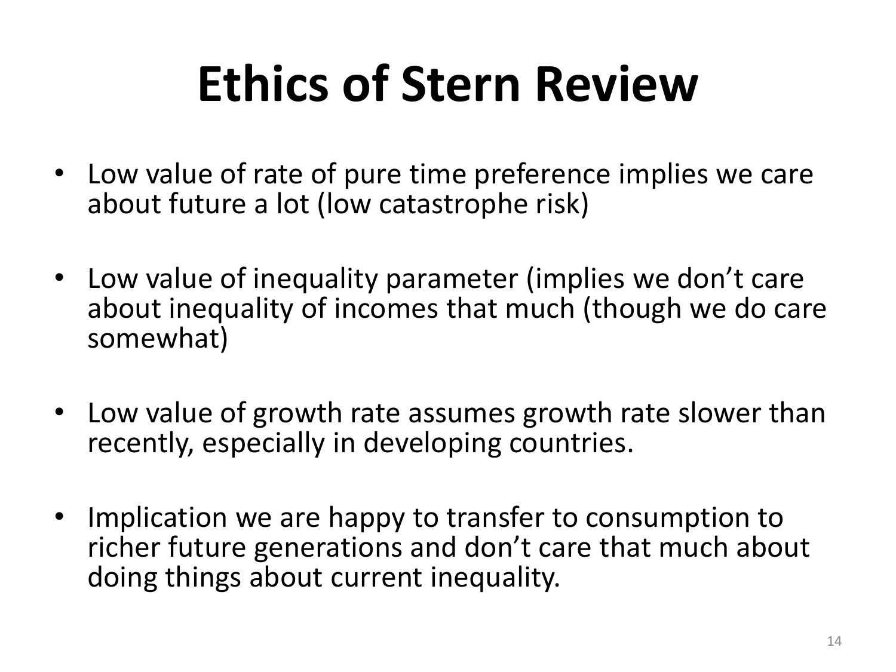# Ethics of Stern Review

- Low value of rate of pure time preference implies we care about future a lot (low catastrophe risk)
- Low value of inequality parameter (implies we don't care about inequality of incomes that much (though we do care somewhat)
- Low value of growth rate assumes growth rate slower than recently, especially in developing countries.
- Implication we are happy to transfer to consumption to richer future generations and don't care that much about doing things about current inequality.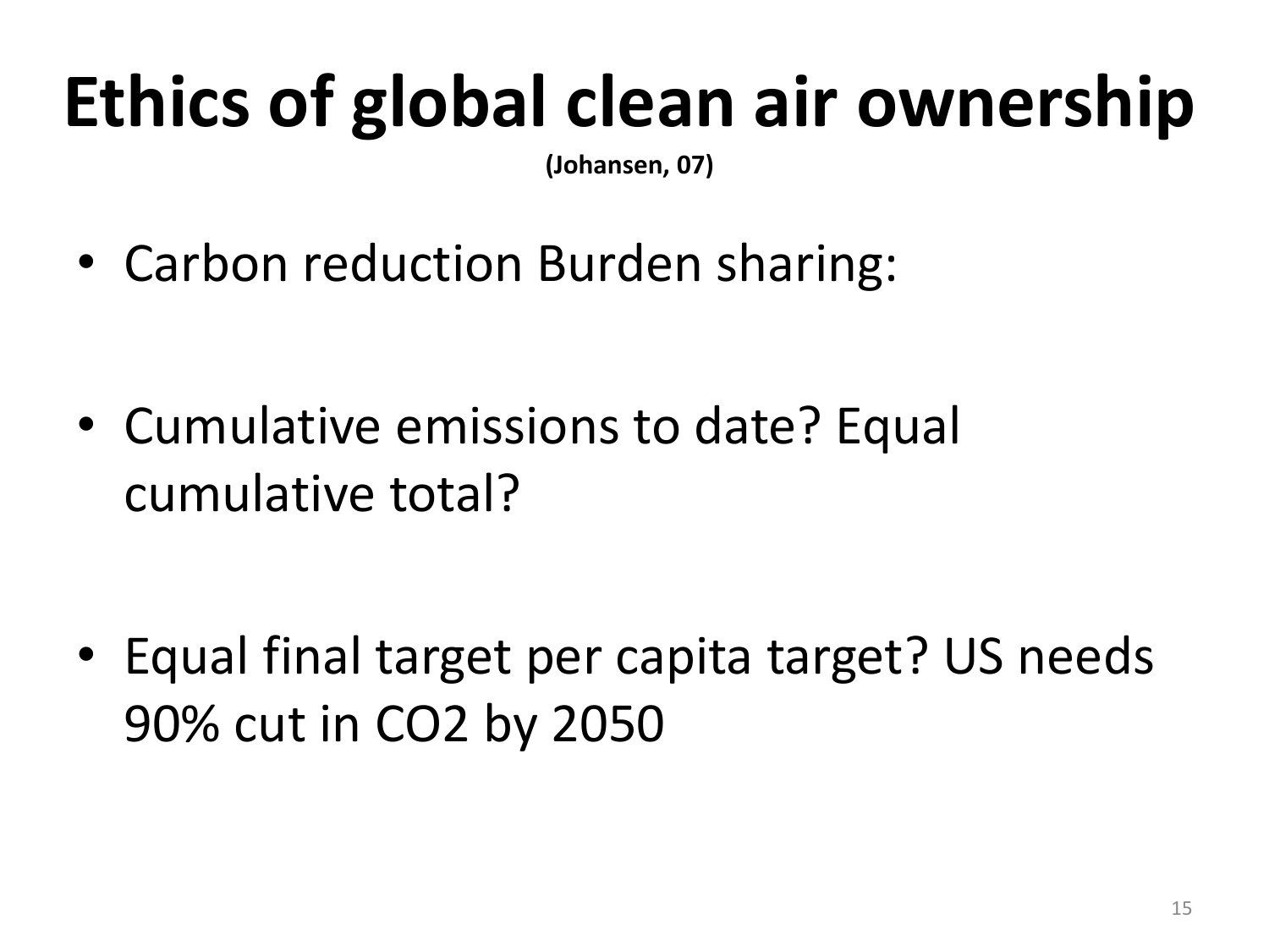# Ethics of global clean air ownership

**(Johansen, 07)**

- Carbon reduction Burden sharing:
- Cumulative emissions to date? Equal cumulative total?
- Equal final target per capita target? US needs 90% cut in $CO_2$ by 2050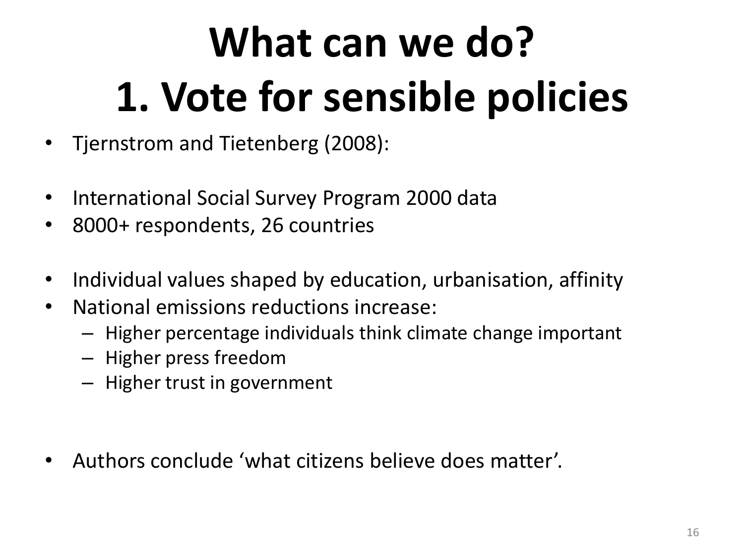# What can we do?
# 1. Vote for sensible policies

- Tjernstrom and Tietenberg (2008):

- International Social Survey Program 2000 data
- 8000+ respondents, 26 countries

- Individual values shaped by education, urbanisation, affinity
- National emissions reductions increase:
  - Higher percentage individuals think climate change important
  - Higher press freedom
  - Higher trust in government

- Authors conclude 'what citizens believe does matter'.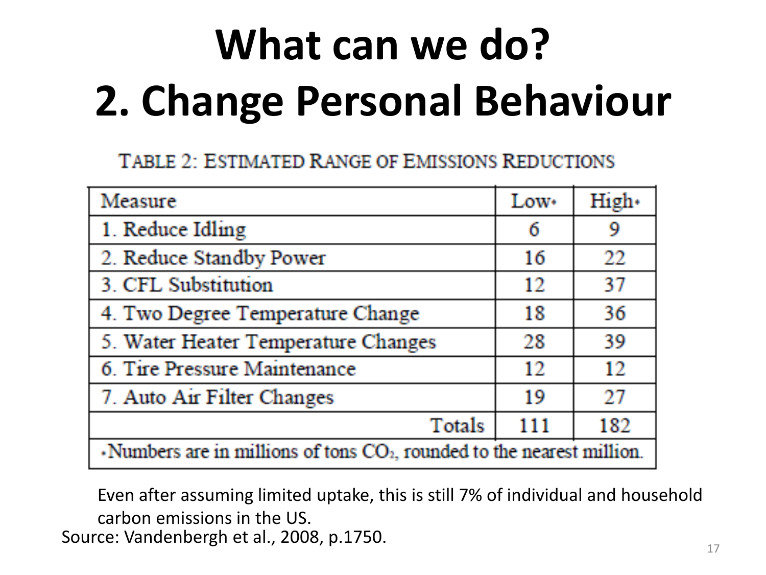# What can we do?
# 2. Change Personal Behaviour

TABLE 2: ESTIMATED RANGE OF EMISSIONS REDUCTIONS

| Measure | Low• | High• |
|---|---|---|
| 1. Reduce Idling | 6 | 9 |
| 2. Reduce Standby Power | 16 | 22 |
| 3. CFL Substitution | 12 | 37 |
| 4. Two Degree Temperature Change | 18 | 36 |
| 5. Water Heater Temperature Changes | 28 | 39 |
| 6. Tire Pressure Maintenance | 12 | 12 |
| 7. Auto Air Filter Changes | 19 | 27 |
| Totals | 111 | 182 |

•Numbers are in millions of tons $CO_2$, rounded to the nearest million.

Even after assuming limited uptake, this is still 7% of individual and household carbon emissions in the US.

Source: Vandenbergh et al., 2008, p.1750.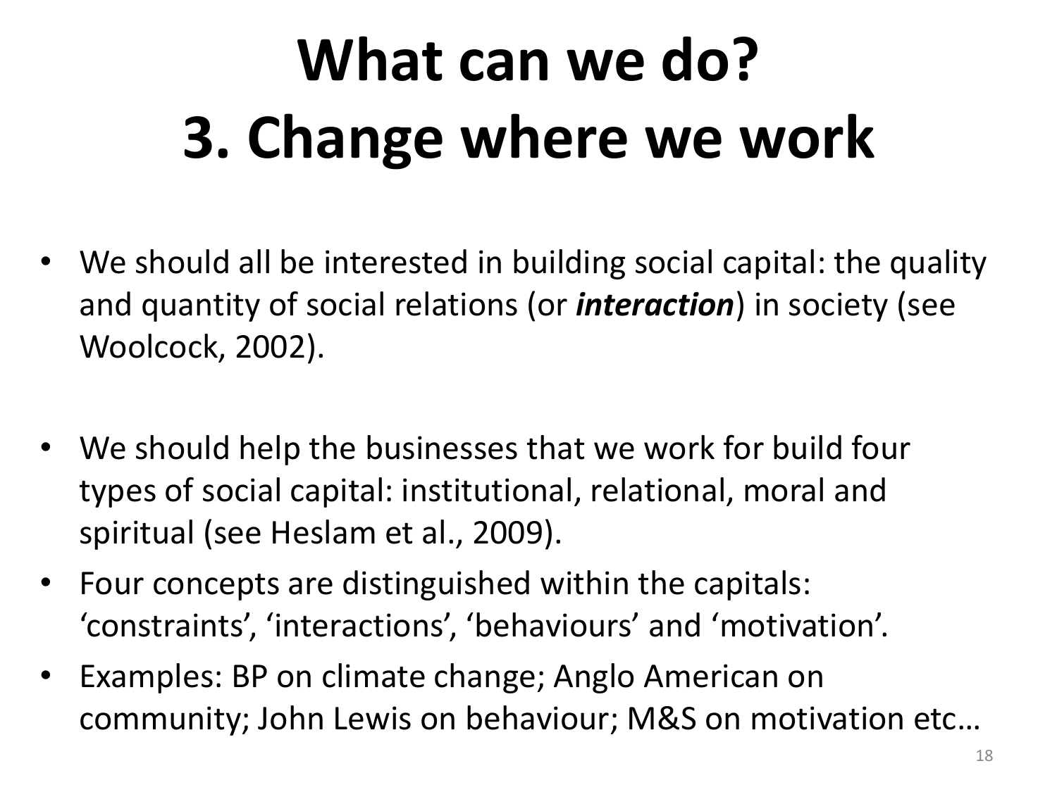# What can we do?
# 3. Change where we work

- We should all be interested in building social capital: the quality and quantity of social relations (or ***interaction***) in society (see Woolcock, 2002).

- We should help the businesses that we work for build four types of social capital: institutional, relational, moral and spiritual (see Heslam et al., 2009).
- Four concepts are distinguished within the capitals: 'constraints', 'interactions', 'behaviours' and 'motivation'.
- Examples: BP on climate change; Anglo American on community; John Lewis on behaviour; M&S on motivation etc…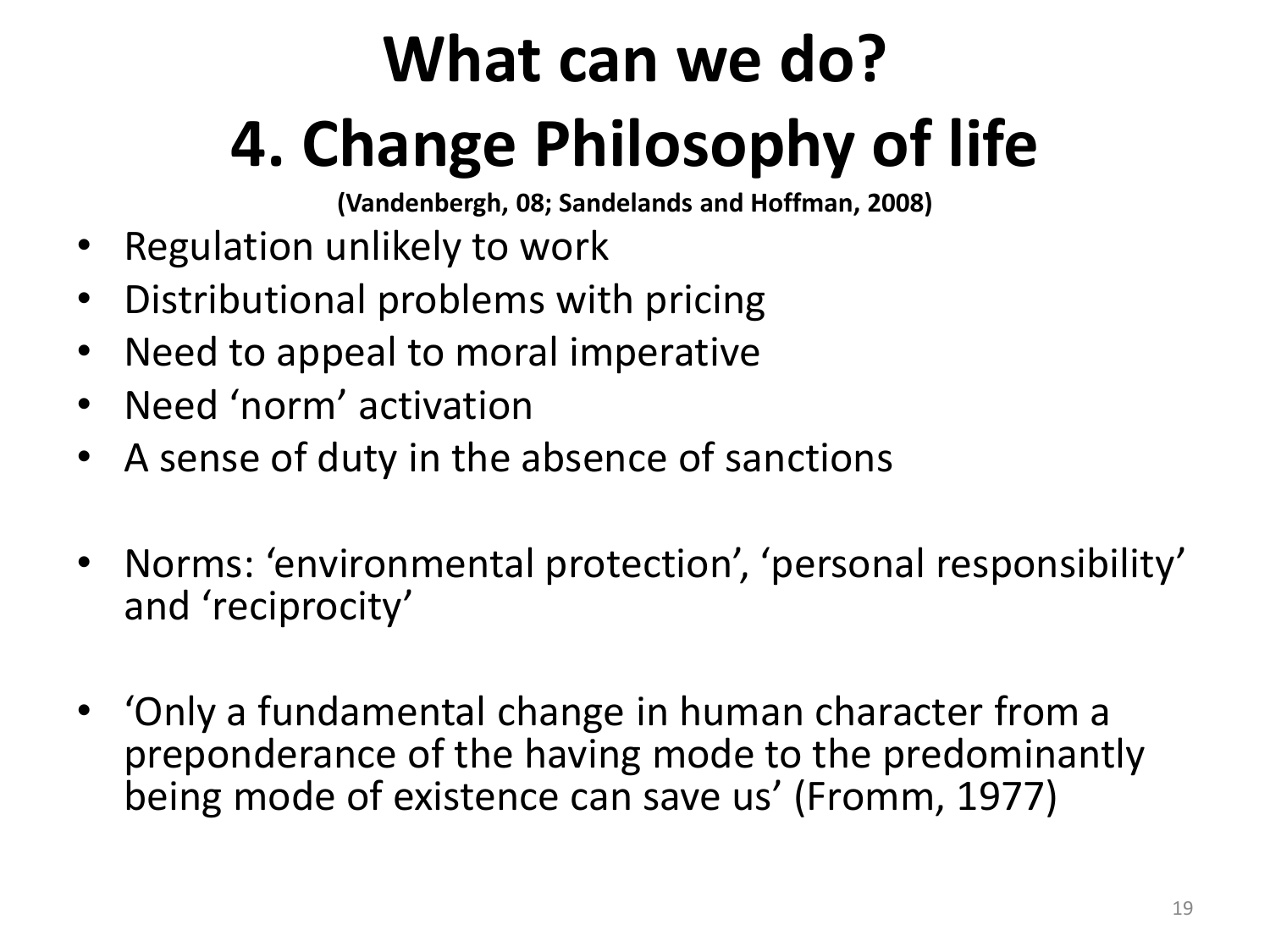# What can we do?
# 4. Change Philosophy of life

**(Vandenbergh, 08; Sandelands and Hoffman, 2008)**

- Regulation unlikely to work
- Distributional problems with pricing
- Need to appeal to moral imperative
- Need ‘norm’ activation
- A sense of duty in the absence of sanctions

- Norms: ‘environmental protection’, ‘personal responsibility’ and ‘reciprocity’

- ‘Only a fundamental change in human character from a preponderance of the having mode to the predominantly being mode of existence can save us’ (Fromm, 1977)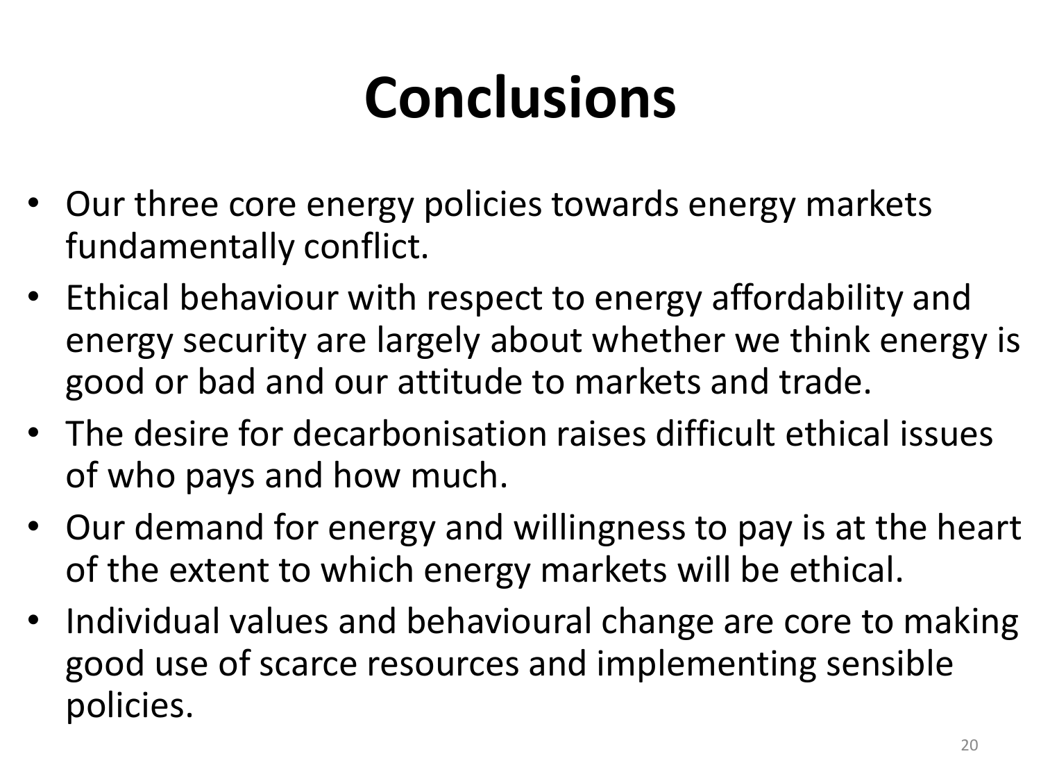# Conclusions

- Our three core energy policies towards energy markets fundamentally conflict.
- Ethical behaviour with respect to energy affordability and energy security are largely about whether we think energy is good or bad and our attitude to markets and trade.
- The desire for decarbonisation raises difficult ethical issues of who pays and how much.
- Our demand for energy and willingness to pay is at the heart of the extent to which energy markets will be ethical.
- Individual values and behavioural change are core to making good use of scarce resources and implementing sensible policies.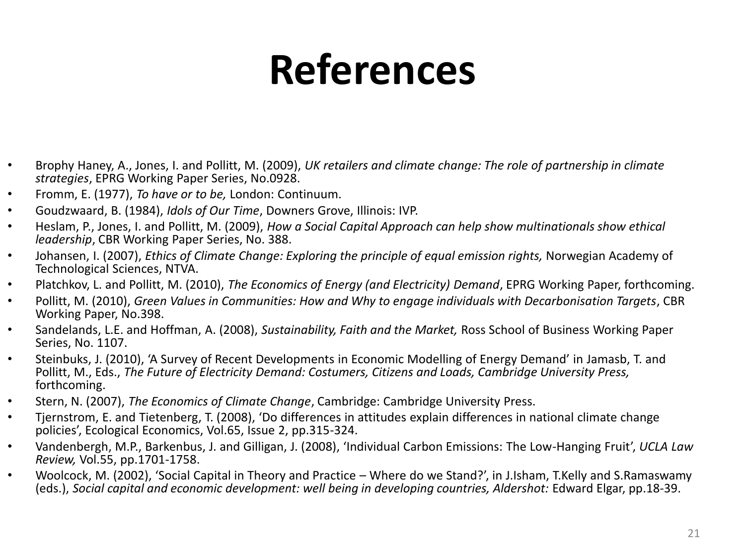# References

- Brophy Haney, A., Jones, I. and Pollitt, M. (2009), *UK retailers and climate change: The role of partnership in climate strategies*, EPRG Working Paper Series, No.0928.
- Fromm, E. (1977), *To have or to be,* London: Continuum.
- Goudzwaard, B. (1984), *Idols of Our Time*, Downers Grove, Illinois: IVP.
- Heslam, P., Jones, I. and Pollitt, M. (2009), *How a Social Capital Approach can help show multinationals show ethical leadership*, CBR Working Paper Series, No. 388.
- Johansen, I. (2007), *Ethics of Climate Change: Exploring the principle of equal emission rights,* Norwegian Academy of Technological Sciences, NTVA.
- Platchkov, L. and Pollitt, M. (2010), *The Economics of Energy (and Electricity) Demand*, EPRG Working Paper, forthcoming.
- Pollitt, M. (2010), *Green Values in Communities: How and Why to engage individuals with Decarbonisation Targets*, CBR Working Paper, No.398.
- Sandelands, L.E. and Hoffman, A. (2008), *Sustainability, Faith and the Market,* Ross School of Business Working Paper Series, No. 1107.
- Steinbuks, J. (2010), 'A Survey of Recent Developments in Economic Modelling of Energy Demand' in Jamasb, T. and Pollitt, M., Eds., *The Future of Electricity Demand: Costumers, Citizens and Loads, Cambridge University Press,* forthcoming.
- Stern, N. (2007), *The Economics of Climate Change*, Cambridge: Cambridge University Press.
- Tjernstrom, E. and Tietenberg, T. (2008), 'Do differences in attitudes explain differences in national climate change policies', Ecological Economics, Vol.65, Issue 2, pp.315-324.
- Vandenbergh, M.P., Barkenbus, J. and Gilligan, J. (2008), 'Individual Carbon Emissions: The Low-Hanging Fruit', *UCLA Law Review,* Vol.55, pp.1701-1758.
- Woolcock, M. (2002), 'Social Capital in Theory and Practice – Where do we Stand?', in J.Isham, T.Kelly and S.Ramaswamy (eds.), *Social capital and economic development: well being in developing countries, Aldershot:* Edward Elgar, pp.18-39.